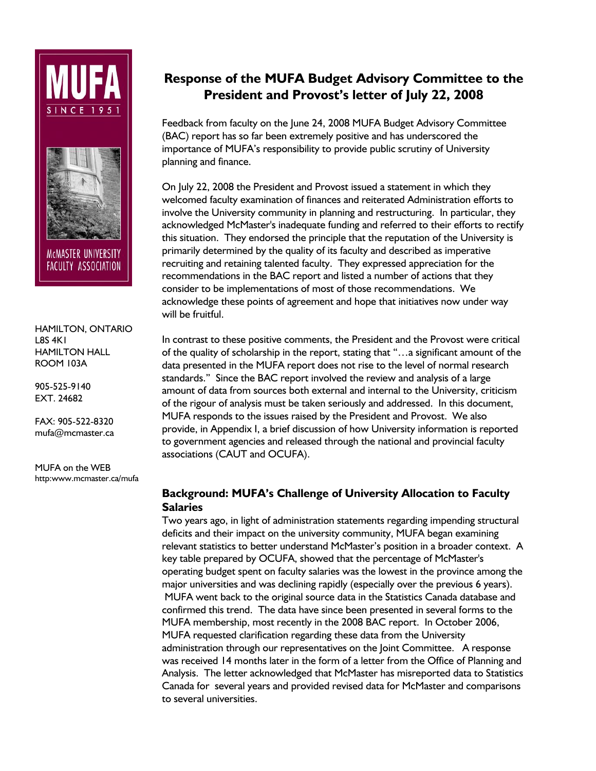MUFA

SINCE 1951

McMASTER UNIVERSITY FACULTY ASSOCIATION

HAMILTON, ONTARIO
L8S 4K1
HAMILTON HALL
ROOM 103A

905-525-9140
EXT. 24682

FAX: 905-522-8320
mufa@mcmaster.ca

MUFA on the WEB
http:www.mcmaster.ca/mufa

# Response of the MUFA Budget Advisory Committee to the President and Provost's letter of July 22, 2008

Feedback from faculty on the June 24, 2008 MUFA Budget Advisory Committee (BAC) report has so far been extremely positive and has underscored the importance of MUFA's responsibility to provide public scrutiny of University planning and finance.

On July 22, 2008 the President and Provost issued a statement in which they welcomed faculty examination of finances and reiterated Administration efforts to involve the University community in planning and restructuring. In particular, they acknowledged McMaster's inadequate funding and referred to their efforts to rectify this situation. They endorsed the principle that the reputation of the University is primarily determined by the quality of its faculty and described as imperative recruiting and retaining talented faculty. They expressed appreciation for the recommendations in the BAC report and listed a number of actions that they consider to be implementations of most of those recommendations. We acknowledge these points of agreement and hope that initiatives now under way will be fruitful.

In contrast to these positive comments, the President and the Provost were critical of the quality of scholarship in the report, stating that "…a significant amount of the data presented in the MUFA report does not rise to the level of normal research standards." Since the BAC report involved the review and analysis of a large amount of data from sources both external and internal to the University, criticism of the rigour of analysis must be taken seriously and addressed. In this document, MUFA responds to the issues raised by the President and Provost. We also provide, in Appendix I, a brief discussion of how University information is reported to government agencies and released through the national and provincial faculty associations (CAUT and OCUFA).

## Background: MUFA's Challenge of University Allocation to Faculty Salaries

Two years ago, in light of administration statements regarding impending structural deficits and their impact on the university community, MUFA began examining relevant statistics to better understand McMaster's position in a broader context. A key table prepared by OCUFA, showed that the percentage of McMaster's operating budget spent on faculty salaries was the lowest in the province among the major universities and was declining rapidly (especially over the previous 6 years). MUFA went back to the original source data in the Statistics Canada database and confirmed this trend. The data have since been presented in several forms to the MUFA membership, most recently in the 2008 BAC report. In October 2006, MUFA requested clarification regarding these data from the University administration through our representatives on the Joint Committee. A response was received 14 months later in the form of a letter from the Office of Planning and Analysis. The letter acknowledged that McMaster has misreported data to Statistics Canada for several years and provided revised data for McMaster and comparisons to several universities.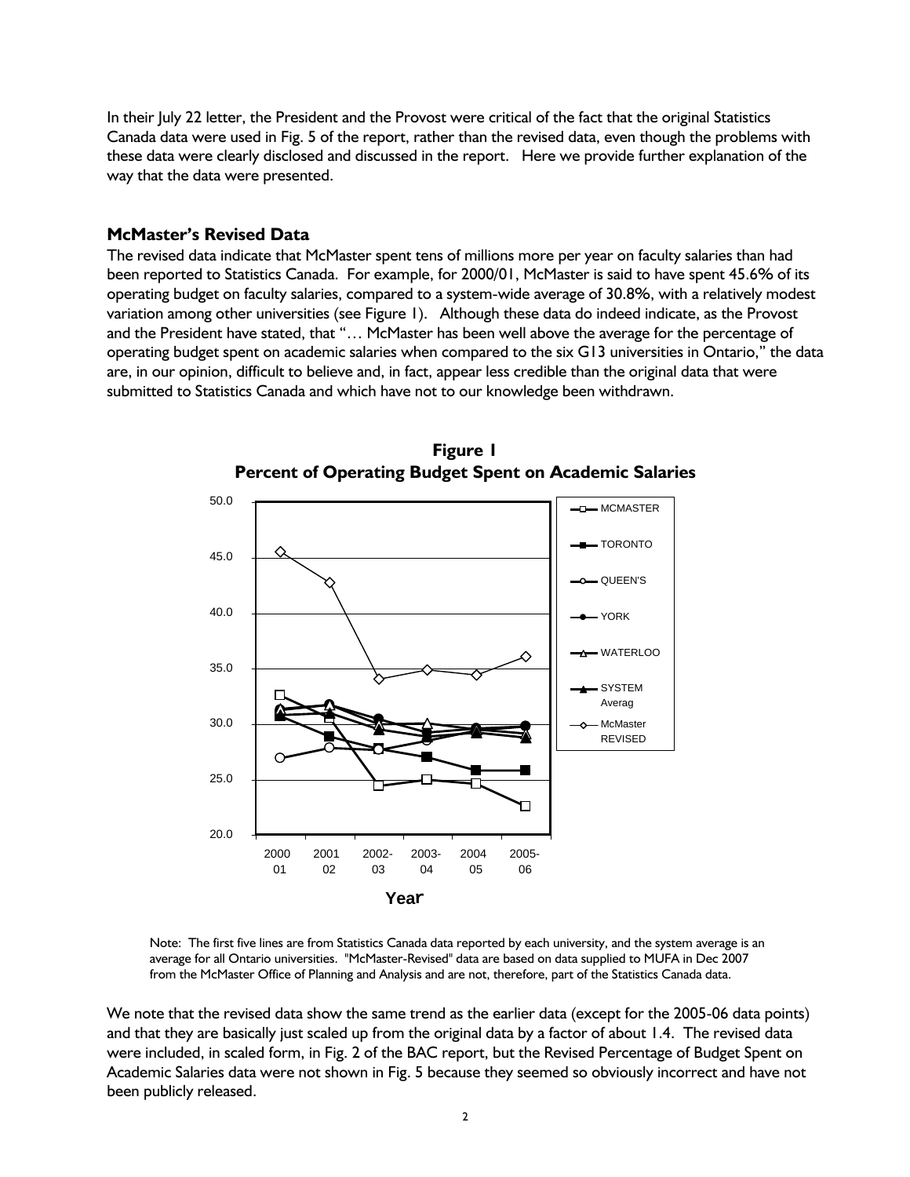In their July 22 letter, the President and the Provost were critical of the fact that the original Statistics Canada data were used in Fig. 5 of the report, rather than the revised data, even though the problems with these data were clearly disclosed and discussed in the report. Here we provide further explanation of the way that the data were presented.

### McMaster's Revised Data

The revised data indicate that McMaster spent tens of millions more per year on faculty salaries than had been reported to Statistics Canada. For example, for 2000/01, McMaster is said to have spent 45.6% of its operating budget on faculty salaries, compared to a system-wide average of 30.8%, with a relatively modest variation among other universities (see Figure 1). Although these data do indeed indicate, as the Provost and the President have stated, that "… McMaster has been well above the average for the percentage of operating budget spent on academic salaries when compared to the six G13 universities in Ontario," the data are, in our opinion, difficult to believe and, in fact, appear less credible than the original data that were submitted to Statistics Canada and which have not to our knowledge been withdrawn.

**Figure 1**
**Percent of Operating Budget Spent on Academic Salaries**

Note: The first five lines are from Statistics Canada data reported by each university, and the system average is an average for all Ontario universities. "McMaster-Revised" data are based on data supplied to MUFA in Dec 2007 from the McMaster Office of Planning and Analysis and are not, therefore, part of the Statistics Canada data.

We note that the revised data show the same trend as the earlier data (except for the 2005-06 data points) and that they are basically just scaled up from the original data by a factor of about 1.4. The revised data were included, in scaled form, in Fig. 2 of the BAC report, but the Revised Percentage of Budget Spent on Academic Salaries data were not shown in Fig. 5 because they seemed so obviously incorrect and have not been publicly released.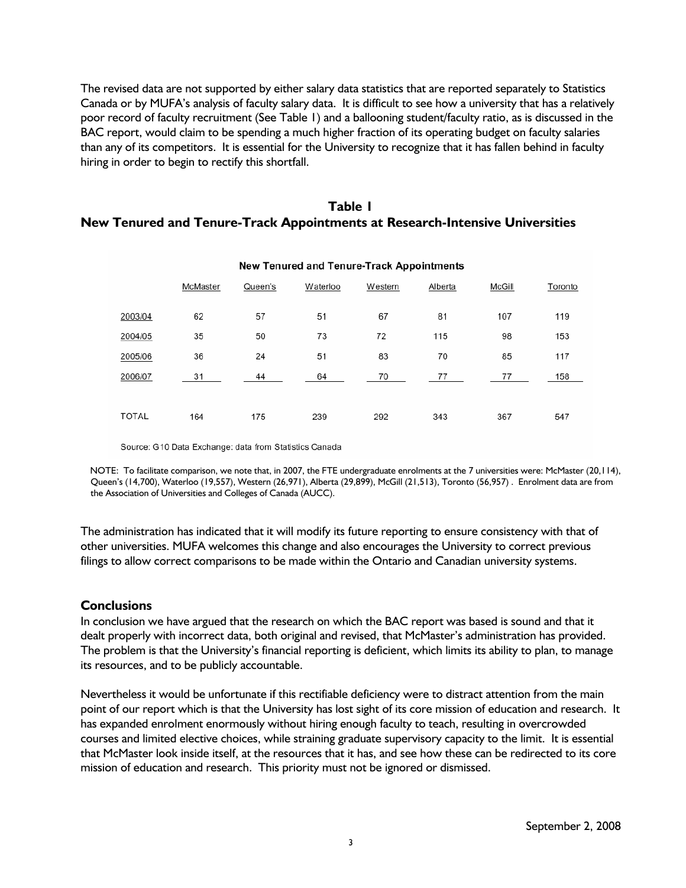The revised data are not supported by either salary data statistics that are reported separately to Statistics Canada or by MUFA's analysis of faculty salary data. It is difficult to see how a university that has a relatively poor record of faculty recruitment (See Table 1) and a ballooning student/faculty ratio, as is discussed in the BAC report, would claim to be spending a much higher fraction of its operating budget on faculty salaries than any of its competitors. It is essential for the University to recognize that it has fallen behind in faculty hiring in order to begin to rectify this shortfall.

## Table 1
## New Tenured and Tenure-Track Appointments at Research-Intensive Universities

**New Tenured and Tenure-Track Appointments**

| | McMaster | Queen's | Waterloo | Western | Alberta | McGill | Toronto |
|---|---|---|---|---|---|---|---|
| 2003/04 | 62 | 57 | 51 | 67 | 81 | 107 | 119 |
| 2004/05 | 35 | 50 | 73 | 72 | 115 | 98 | 153 |
| 2005/06 | 36 | 24 | 51 | 83 | 70 | 85 | 117 |
| 2006/07 | 31 | 44 | 64 | 70 | 77 | 77 | 158 |
| TOTAL | 164 | 175 | 239 | 292 | 343 | 367 | 547 |

Source: G10 Data Exchange: data from Statistics Canada

NOTE: To facilitate comparison, we note that, in 2007, the FTE undergraduate enrolments at the 7 universities were: McMaster (20,114), Queen's (14,700), Waterloo (19,557), Western (26,971), Alberta (29,899), McGill (21,513), Toronto (56,957) . Enrolment data are from the Association of Universities and Colleges of Canada (AUCC).

The administration has indicated that it will modify its future reporting to ensure consistency with that of other universities. MUFA welcomes this change and also encourages the University to correct previous filings to allow correct comparisons to be made within the Ontario and Canadian university systems.

### Conclusions

In conclusion we have argued that the research on which the BAC report was based is sound and that it dealt properly with incorrect data, both original and revised, that McMaster's administration has provided. The problem is that the University's financial reporting is deficient, which limits its ability to plan, to manage its resources, and to be publicly accountable.

Nevertheless it would be unfortunate if this rectifiable deficiency were to distract attention from the main point of our report which is that the University has lost sight of its core mission of education and research. It has expanded enrolment enormously without hiring enough faculty to teach, resulting in overcrowded courses and limited elective choices, while straining graduate supervisory capacity to the limit. It is essential that McMaster look inside itself, at the resources that it has, and see how these can be redirected to its core mission of education and research. This priority must not be ignored or dismissed.

September 2, 2008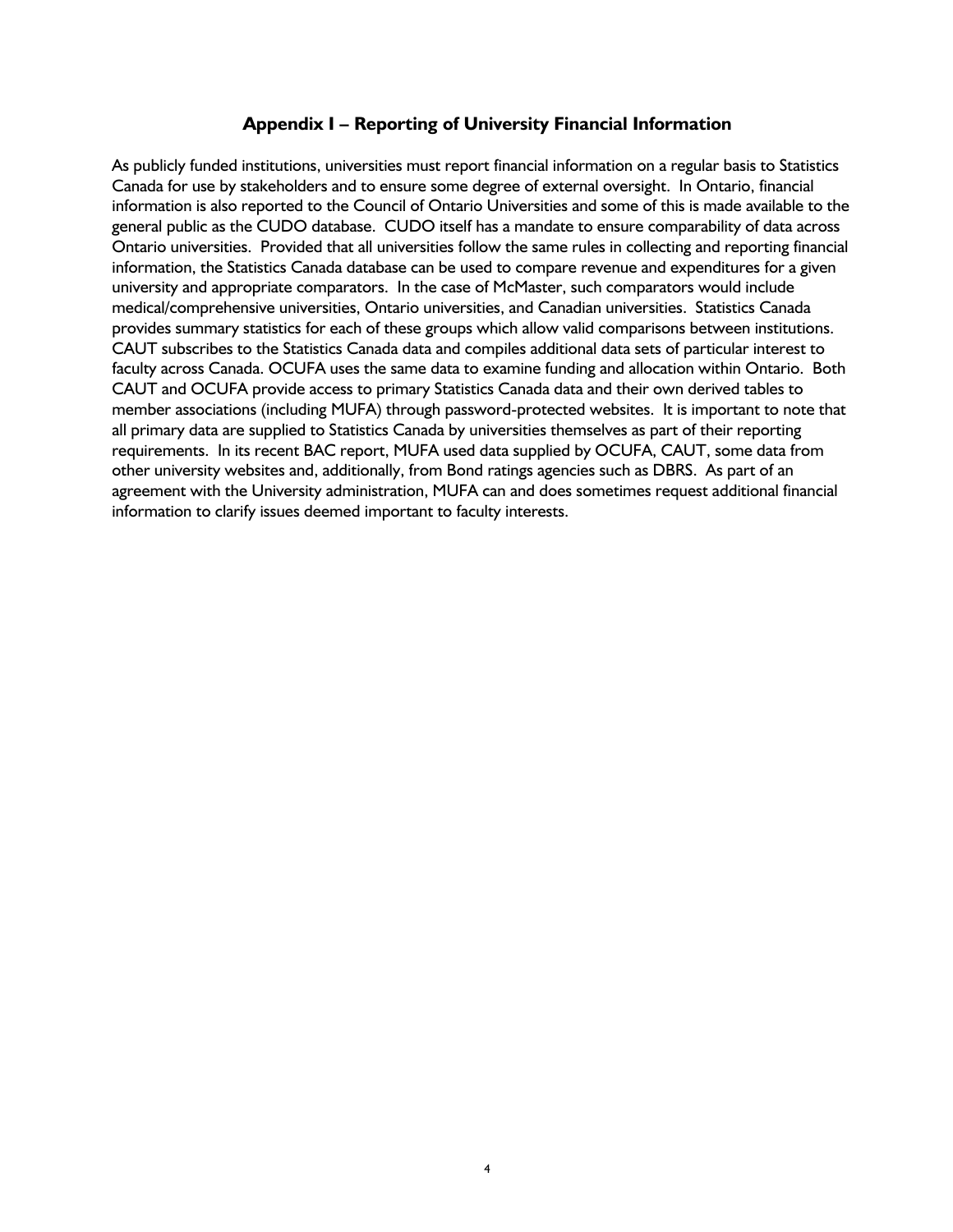## Appendix I – Reporting of University Financial Information

As publicly funded institutions, universities must report financial information on a regular basis to Statistics Canada for use by stakeholders and to ensure some degree of external oversight. In Ontario, financial information is also reported to the Council of Ontario Universities and some of this is made available to the general public as the CUDO database. CUDO itself has a mandate to ensure comparability of data across Ontario universities. Provided that all universities follow the same rules in collecting and reporting financial information, the Statistics Canada database can be used to compare revenue and expenditures for a given university and appropriate comparators. In the case of McMaster, such comparators would include medical/comprehensive universities, Ontario universities, and Canadian universities. Statistics Canada provides summary statistics for each of these groups which allow valid comparisons between institutions. CAUT subscribes to the Statistics Canada data and compiles additional data sets of particular interest to faculty across Canada. OCUFA uses the same data to examine funding and allocation within Ontario. Both CAUT and OCUFA provide access to primary Statistics Canada data and their own derived tables to member associations (including MUFA) through password-protected websites. It is important to note that all primary data are supplied to Statistics Canada by universities themselves as part of their reporting requirements. In its recent BAC report, MUFA used data supplied by OCUFA, CAUT, some data from other university websites and, additionally, from Bond ratings agencies such as DBRS. As part of an agreement with the University administration, MUFA can and does sometimes request additional financial information to clarify issues deemed important to faculty interests.